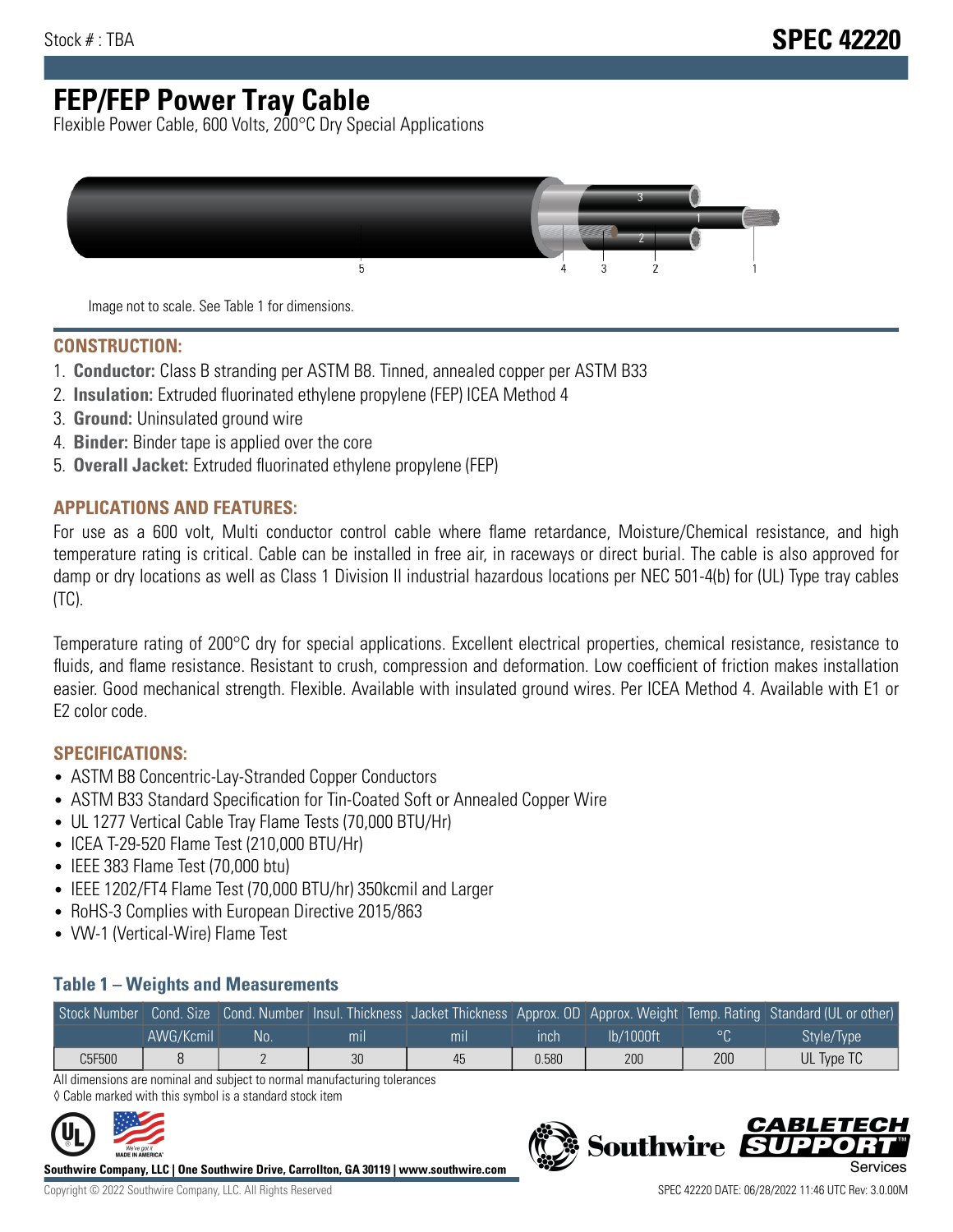Stock # : TBA

# SPEC 42220

# FEP/FEP Power Tray Cable

Flexible Power Cable, 600 Volts, 200°C Dry Special Applications

Image not to scale. See Table 1 for dimensions.

## CONSTRUCTION:

1. **Conductor:** Class B stranding per ASTM B8. Tinned, annealed copper per ASTM B33
2. **Insulation:** Extruded fluorinated ethylene propylene (FEP) ICEA Method 4
3. **Ground:** Uninsulated ground wire
4. **Binder:** Binder tape is applied over the core
5. **Overall Jacket:** Extruded fluorinated ethylene propylene (FEP)

## APPLICATIONS AND FEATURES:

For use as a 600 volt, Multi conductor control cable where flame retardance, Moisture/Chemical resistance, and high temperature rating is critical. Cable can be installed in free air, in raceways or direct burial. The cable is also approved for damp or dry locations as well as Class 1 Division II industrial hazardous locations per NEC 501-4(b) for (UL) Type tray cables (TC).

Temperature rating of 200°C dry for special applications. Excellent electrical properties, chemical resistance, resistance to fluids, and flame resistance. Resistant to crush, compression and deformation. Low coefficient of friction makes installation easier. Good mechanical strength. Flexible. Available with insulated ground wires. Per ICEA Method 4. Available with E1 or E2 color code.

## SPECIFICATIONS:

- ASTM B8 Concentric-Lay-Stranded Copper Conductors
- ASTM B33 Standard Specification for Tin-Coated Soft or Annealed Copper Wire
- UL 1277 Vertical Cable Tray Flame Tests (70,000 BTU/Hr)
- ICEA T-29-520 Flame Test (210,000 BTU/Hr)
- IEEE 383 Flame Test (70,000 btu)
- IEEE 1202/FT4 Flame Test (70,000 BTU/hr) 350kcmil and Larger
- RoHS-3 Complies with European Directive 2015/863
- VW-1 (Vertical-Wire) Flame Test

### Table 1 – Weights and Measurements

| Stock Number | Cond. Size | Cond. Number | Insul. Thickness | Jacket Thickness | Approx. OD | Approx. Weight | Temp. Rating | Standard (UL or other) |
|---|---|---|---|---|---|---|---|---|
| | AWG/Kcmil | No. | mil | mil | inch | lb/1000ft | °C | Style/Type |
| C5F500 | 8 | 2 | 30 | 45 | 0.580 | 200 | 200 | UL Type TC |

All dimensions are nominal and subject to normal manufacturing tolerances

◊ Cable marked with this symbol is a standard stock item

**Southwire Company, LLC | One Southwire Drive, Carrollton, GA 30119 | www.southwire.com**

Copyright © 2022 Southwire Company, LLC. All Rights Reserved

SPEC 42220 DATE: 06/28/2022 11:46 UTC Rev: 3.0.00M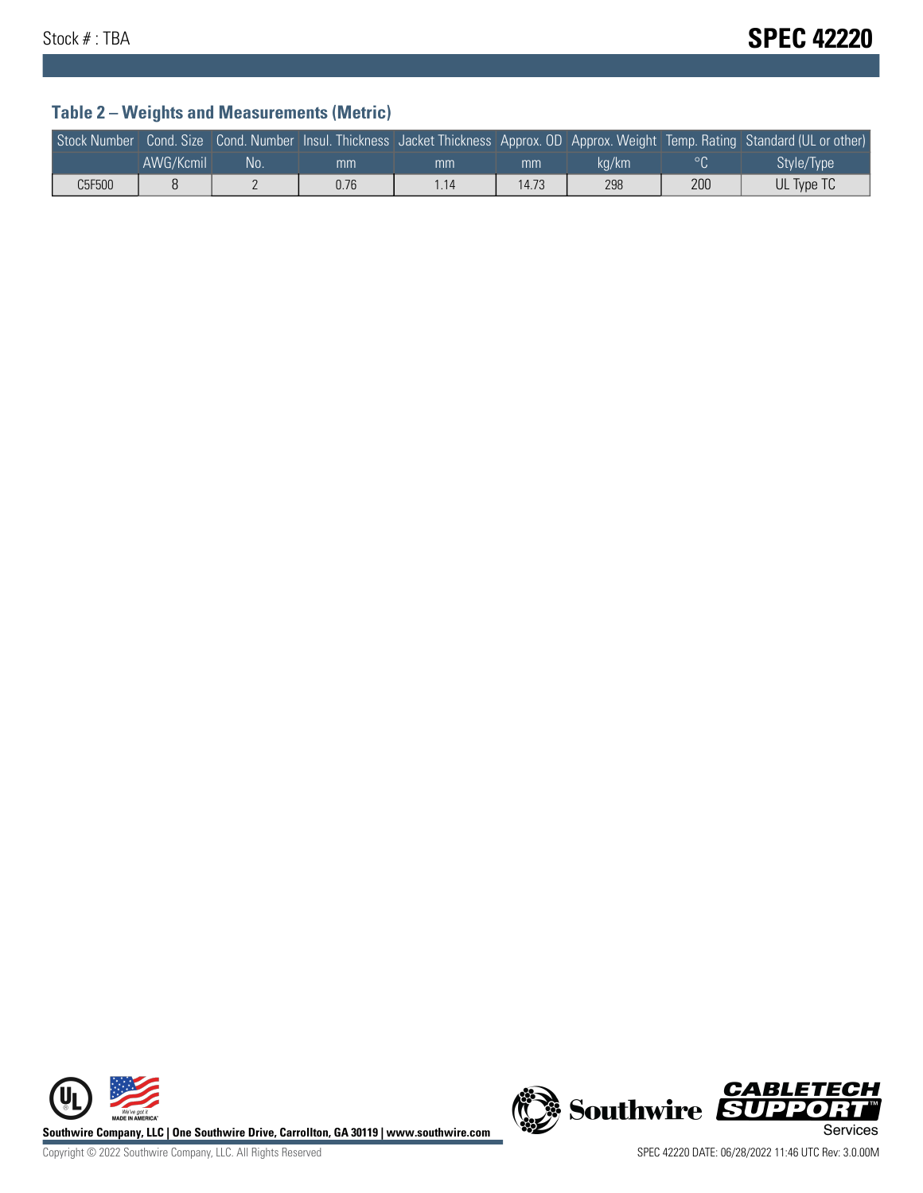### Table 2 – Weights and Measurements (Metric)

| Stock Number | Cond. Size | Cond. Number | Insul. Thickness | Jacket Thickness | Approx. OD | Approx. Weight | Temp. Rating | Standard (UL or other) |
|---|---|---|---|---|---|---|---|---|
| | AWG/Kcmil | No. | mm | mm | mm | kg/km | °C | Style/Type |
| C5F500 | 8 | 2 | 0.76 | 1.14 | 14.73 | 298 | 200 | UL Type TC |

**Southwire Company, LLC | One Southwire Drive, Carrollton, GA 30119 | www.southwire.com**

Copyright © 2022 Southwire Company, LLC. All Rights Reserved

SPEC 42220 DATE: 06/28/2022 11:46 UTC Rev: 3.0.00M